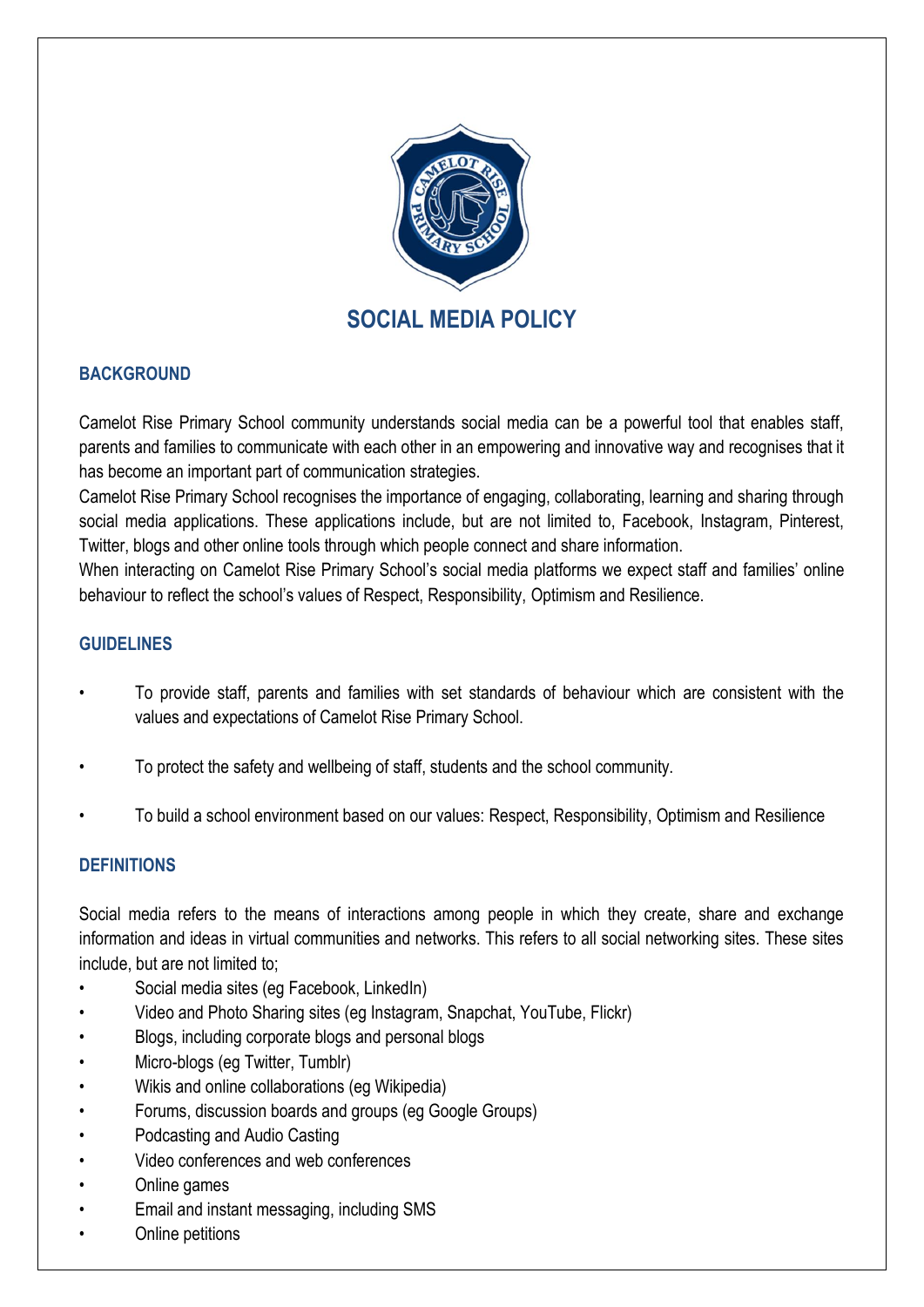# SOCIAL MEDIA POLICY

## BACKGROUND

Camelot Rise Primary School community understands social media can be a powerful tool that enables staff, parents and families to communicate with each other in an empowering and innovative way and recognises that it has become an important part of communication strategies.

Camelot Rise Primary School recognises the importance of engaging, collaborating, learning and sharing through social media applications. These applications include, but are not limited to, Facebook, Instagram, Pinterest, Twitter, blogs and other online tools through which people connect and share information.

When interacting on Camelot Rise Primary School's social media platforms we expect staff and families' online behaviour to reflect the school's values of Respect, Responsibility, Optimism and Resilience.

## GUIDELINES

- To provide staff, parents and families with set standards of behaviour which are consistent with the values and expectations of Camelot Rise Primary School.
- To protect the safety and wellbeing of staff, students and the school community.
- To build a school environment based on our values: Respect, Responsibility, Optimism and Resilience

## DEFINITIONS

Social media refers to the means of interactions among people in which they create, share and exchange information and ideas in virtual communities and networks. This refers to all social networking sites. These sites include, but are not limited to;

- Social media sites (eg Facebook, LinkedIn)
- Video and Photo Sharing sites (eg Instagram, Snapchat, YouTube, Flickr)
- Blogs, including corporate blogs and personal blogs
- Micro-blogs (eg Twitter, Tumblr)
- Wikis and online collaborations (eg Wikipedia)
- Forums, discussion boards and groups (eg Google Groups)
- Podcasting and Audio Casting
- Video conferences and web conferences
- Online games
- Email and instant messaging, including SMS
- Online petitions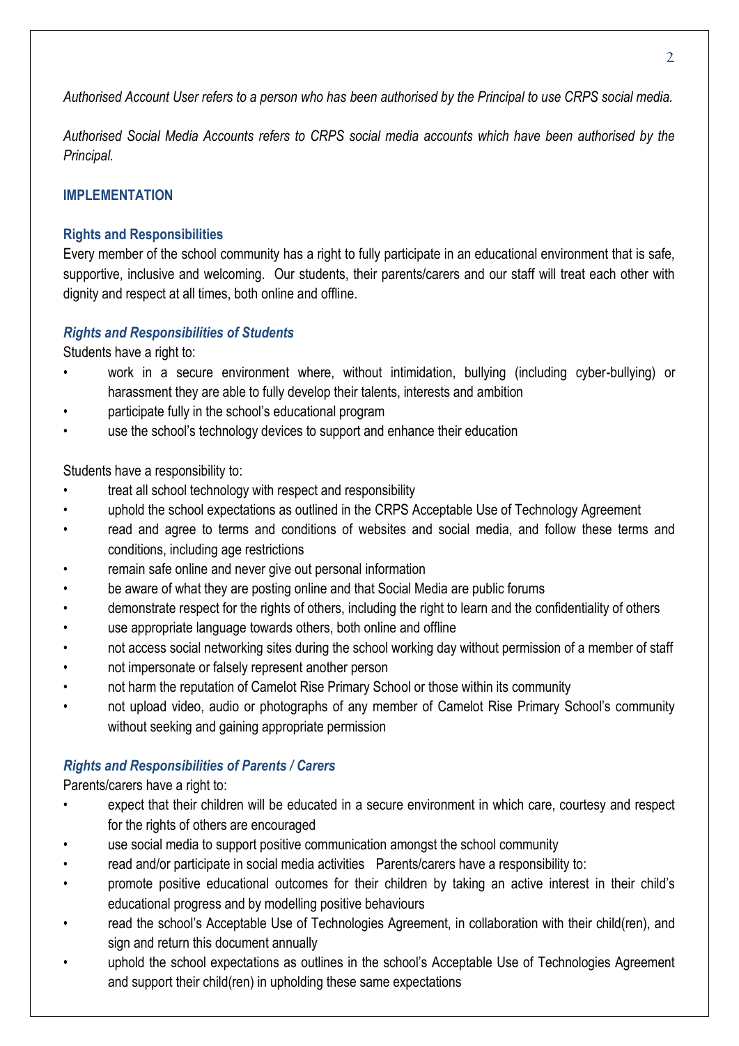*Authorised Account User refers to a person who has been authorised by the Principal to use CRPS social media.*

*Authorised Social Media Accounts refers to CRPS social media accounts which have been authorised by the Principal.*

## IMPLEMENTATION

### Rights and Responsibilities

Every member of the school community has a right to fully participate in an educational environment that is safe, supportive, inclusive and welcoming. Our students, their parents/carers and our staff will treat each other with dignity and respect at all times, both online and offline.

### *Rights and Responsibilities of Students*

Students have a right to:

- work in a secure environment where, without intimidation, bullying (including cyber-bullying) or harassment they are able to fully develop their talents, interests and ambition
- participate fully in the school's educational program
- use the school's technology devices to support and enhance their education

Students have a responsibility to:

- treat all school technology with respect and responsibility
- uphold the school expectations as outlined in the CRPS Acceptable Use of Technology Agreement
- read and agree to terms and conditions of websites and social media, and follow these terms and conditions, including age restrictions
- remain safe online and never give out personal information
- be aware of what they are posting online and that Social Media are public forums
- demonstrate respect for the rights of others, including the right to learn and the confidentiality of others
- use appropriate language towards others, both online and offline
- not access social networking sites during the school working day without permission of a member of staff
- not impersonate or falsely represent another person
- not harm the reputation of Camelot Rise Primary School or those within its community
- not upload video, audio or photographs of any member of Camelot Rise Primary School's community without seeking and gaining appropriate permission

### *Rights and Responsibilities of Parents / Carers*

Parents/carers have a right to:

- expect that their children will be educated in a secure environment in which care, courtesy and respect for the rights of others are encouraged
- use social media to support positive communication amongst the school community
- read and/or participate in social media activities   Parents/carers have a responsibility to:
- promote positive educational outcomes for their children by taking an active interest in their child's educational progress and by modelling positive behaviours
- read the school's Acceptable Use of Technologies Agreement, in collaboration with their child(ren), and sign and return this document annually
- uphold the school expectations as outlines in the school's Acceptable Use of Technologies Agreement and support their child(ren) in upholding these same expectations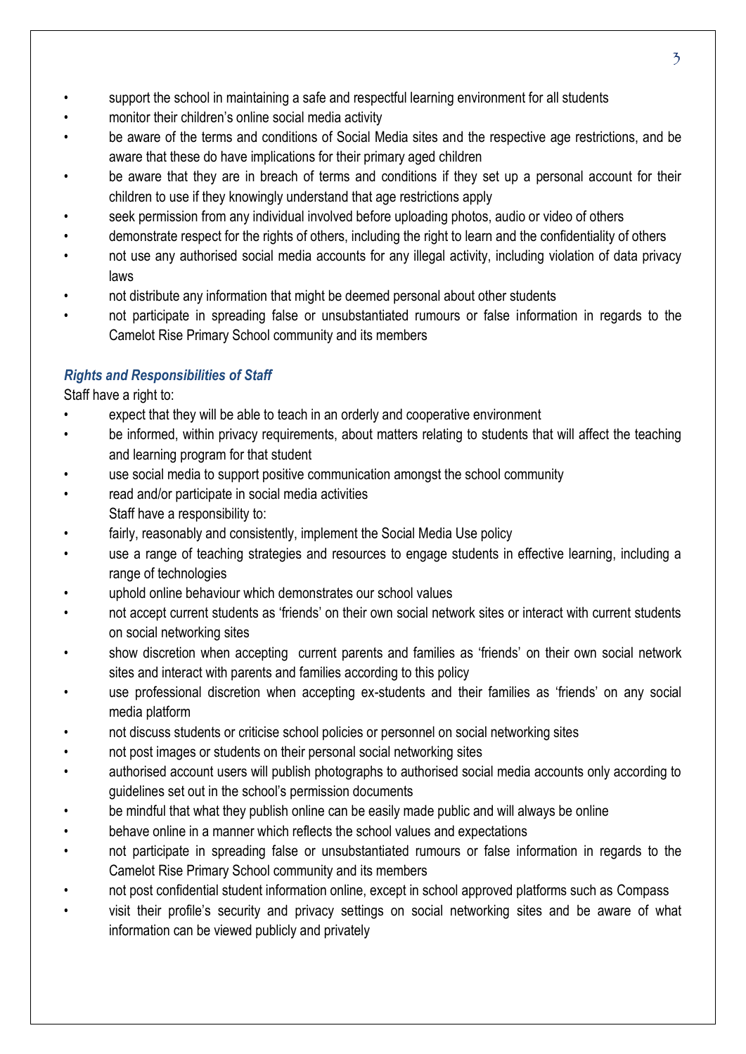- support the school in maintaining a safe and respectful learning environment for all students
- monitor their children's online social media activity
- be aware of the terms and conditions of Social Media sites and the respective age restrictions, and be aware that these do have implications for their primary aged children
- be aware that they are in breach of terms and conditions if they set up a personal account for their children to use if they knowingly understand that age restrictions apply
- seek permission from any individual involved before uploading photos, audio or video of others
- demonstrate respect for the rights of others, including the right to learn and the confidentiality of others
- not use any authorised social media accounts for any illegal activity, including violation of data privacy laws
- not distribute any information that might be deemed personal about other students
- not participate in spreading false or unsubstantiated rumours or false information in regards to the Camelot Rise Primary School community and its members

### *Rights and Responsibilities of Staff*

Staff have a right to:

- expect that they will be able to teach in an orderly and cooperative environment
- be informed, within privacy requirements, about matters relating to students that will affect the teaching and learning program for that student
- use social media to support positive communication amongst the school community
- read and/or participate in social media activities

Staff have a responsibility to:

- fairly, reasonably and consistently, implement the Social Media Use policy
- use a range of teaching strategies and resources to engage students in effective learning, including a range of technologies
- uphold online behaviour which demonstrates our school values
- not accept current students as 'friends' on their own social network sites or interact with current students on social networking sites
- show discretion when accepting current parents and families as 'friends' on their own social network sites and interact with parents and families according to this policy
- use professional discretion when accepting ex-students and their families as 'friends' on any social media platform
- not discuss students or criticise school policies or personnel on social networking sites
- not post images or students on their personal social networking sites
- authorised account users will publish photographs to authorised social media accounts only according to guidelines set out in the school's permission documents
- be mindful that what they publish online can be easily made public and will always be online
- behave online in a manner which reflects the school values and expectations
- not participate in spreading false or unsubstantiated rumours or false information in regards to the Camelot Rise Primary School community and its members
- not post confidential student information online, except in school approved platforms such as Compass
- visit their profile's security and privacy settings on social networking sites and be aware of what information can be viewed publicly and privately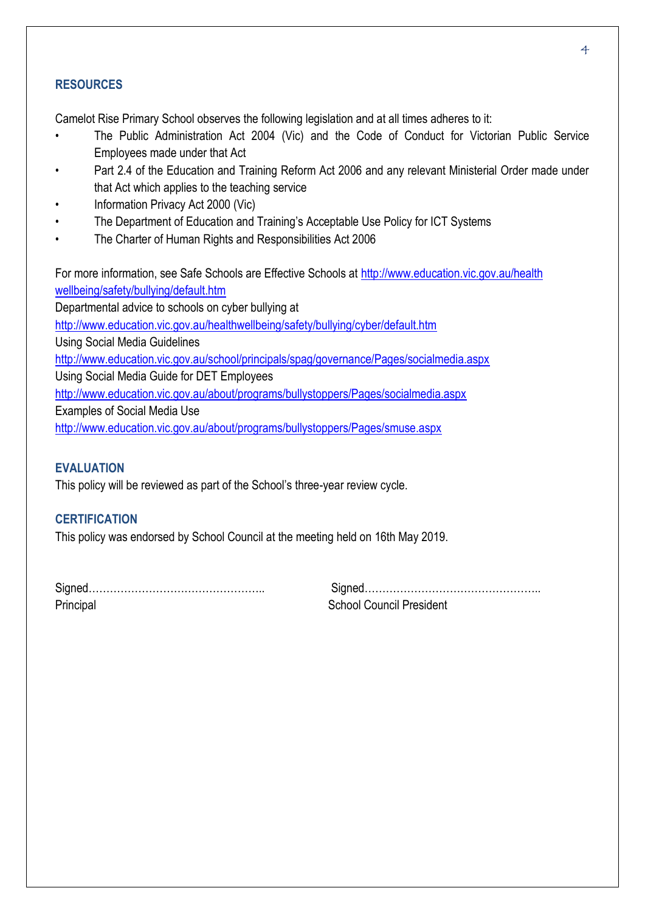## RESOURCES

Camelot Rise Primary School observes the following legislation and at all times adheres to it:

- The Public Administration Act 2004 (Vic) and the Code of Conduct for Victorian Public Service Employees made under that Act
- Part 2.4 of the Education and Training Reform Act 2006 and any relevant Ministerial Order made under that Act which applies to the teaching service
- Information Privacy Act 2000 (Vic)
- The Department of Education and Training's Acceptable Use Policy for ICT Systems
- The Charter of Human Rights and Responsibilities Act 2006

For more information, see Safe Schools are Effective Schools at http://www.education.vic.gov.au/health wellbeing/safety/bullying/default.htm
Departmental advice to schools on cyber bullying at
http://www.education.vic.gov.au/healthwellbeing/safety/bullying/cyber/default.htm
Using Social Media Guidelines
http://www.education.vic.gov.au/school/principals/spag/governance/Pages/socialmedia.aspx
Using Social Media Guide for DET Employees
http://www.education.vic.gov.au/about/programs/bullystoppers/Pages/socialmedia.aspx
Examples of Social Media Use
http://www.education.vic.gov.au/about/programs/bullystoppers/Pages/smuse.aspx

## EVALUATION

This policy will be reviewed as part of the School's three-year review cycle.

## CERTIFICATION

This policy was endorsed by School Council at the meeting held on 16th May 2019.

Signed………………………………………….. Signed…………………………………………..
Principal School Council President